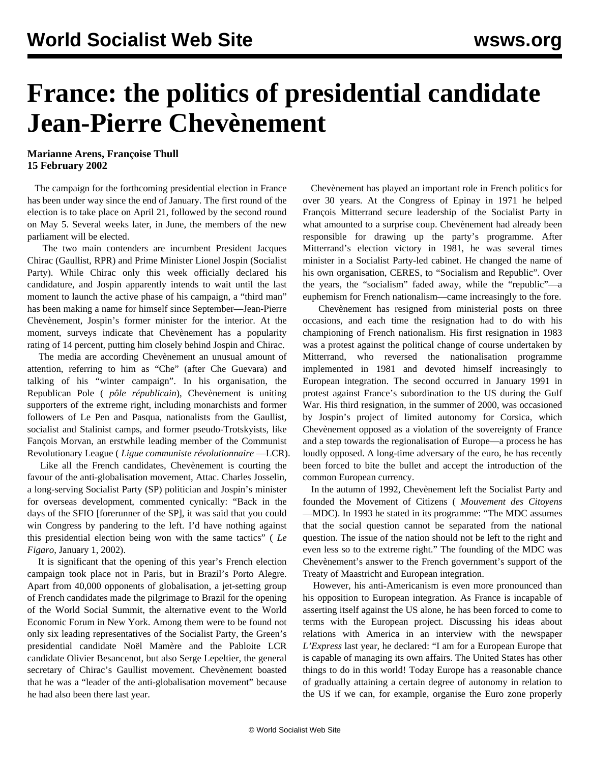# France: the politics of presidential candidate Jean-Pierre Chevènement

**Marianne Arens, Françoise Thull**
**15 February 2002**

The campaign for the forthcoming presidential election in France has been under way since the end of January. The first round of the election is to take place on April 21, followed by the second round on May 5. Several weeks later, in June, the members of the new parliament will be elected.

The two main contenders are incumbent President Jacques Chirac (Gaullist, RPR) and Prime Minister Lionel Jospin (Socialist Party). While Chirac only this week officially declared his candidature, and Jospin apparently intends to wait until the last moment to launch the active phase of his campaign, a "third man" has been making a name for himself since September—Jean-Pierre Chevènement, Jospin's former minister for the interior. At the moment, surveys indicate that Chevènement has a popularity rating of 14 percent, putting him closely behind Jospin and Chirac.

The media are according Chevènement an unusual amount of attention, referring to him as "Che" (after Che Guevara) and talking of his "winter campaign". In his organisation, the Republican Pole ( *pôle républicain*), Chevènement is uniting supporters of the extreme right, including monarchists and former followers of Le Pen and Pasqua, nationalists from the Gaullist, socialist and Stalinist camps, and former pseudo-Trotskyists, like Fançois Morvan, an erstwhile leading member of the Communist Revolutionary League ( *Ligue communiste révolutionnaire* —LCR).

Like all the French candidates, Chevènement is courting the favour of the anti-globalisation movement, Attac. Charles Josselin, a long-serving Socialist Party (SP) politician and Jospin's minister for overseas development, commented cynically: "Back in the days of the SFIO [forerunner of the SP], it was said that you could win Congress by pandering to the left. I'd have nothing against this presidential election being won with the same tactics" ( *Le Figaro*, January 1, 2002).

It is significant that the opening of this year's French election campaign took place not in Paris, but in Brazil's Porto Alegre. Apart from 40,000 opponents of globalisation, a jet-setting group of French candidates made the pilgrimage to Brazil for the opening of the World Social Summit, the alternative event to the World Economic Forum in New York. Among them were to be found not only six leading representatives of the Socialist Party, the Green's presidential candidate Noël Mamère and the Pabloite LCR candidate Olivier Besancenot, but also Serge Lepeltier, the general secretary of Chirac's Gaullist movement. Chevènement boasted that he was a "leader of the anti-globalisation movement" because he had also been there last year.

Chevènement has played an important role in French politics for over 30 years. At the Congress of Epinay in 1971 he helped François Mitterrand secure leadership of the Socialist Party in what amounted to a surprise coup. Chevènement had already been responsible for drawing up the party's programme. After Mitterrand's election victory in 1981, he was several times minister in a Socialist Party-led cabinet. He changed the name of his own organisation, CERES, to "Socialism and Republic". Over the years, the "socialism" faded away, while the "republic"—a euphemism for French nationalism—came increasingly to the fore.

Chevènement has resigned from ministerial posts on three occasions, and each time the resignation had to do with his championing of French nationalism. His first resignation in 1983 was a protest against the political change of course undertaken by Mitterand, who reversed the nationalisation programme implemented in 1981 and devoted himself increasingly to European integration. The second occurred in January 1991 in protest against France's subordination to the US during the Gulf War. His third resignation, in the summer of 2000, was occasioned by Jospin's project of limited autonomy for Corsica, which Chevènement opposed as a violation of the sovereignty of France and a step towards the regionalisation of Europe—a process he has loudly opposed. A long-time adversary of the euro, he has recently been forced to bite the bullet and accept the introduction of the common European currency.

In the autumn of 1992, Chevènement left the Socialist Party and founded the Movement of Citizens ( *Mouvement des Citoyens* —MDC). In 1993 he stated in its programme: "The MDC assumes that the social question cannot be separated from the national question. The issue of the nation should not be left to the right and even less so to the extreme right." The founding of the MDC was Chevènement's answer to the French government's support of the Treaty of Maastricht and European integration.

However, his anti-Americanism is even more pronounced than his opposition to European integration. As France is incapable of asserting itself against the US alone, he has been forced to come to terms with the European project. Discussing his ideas about relations with America in an interview with the newspaper *L'Express* last year, he declared: "I am for a European Europe that is capable of managing its own affairs. The United States has other things to do in this world! Today Europe has a reasonable chance of gradually attaining a certain degree of autonomy in relation to the US if we can, for example, organise the Euro zone properly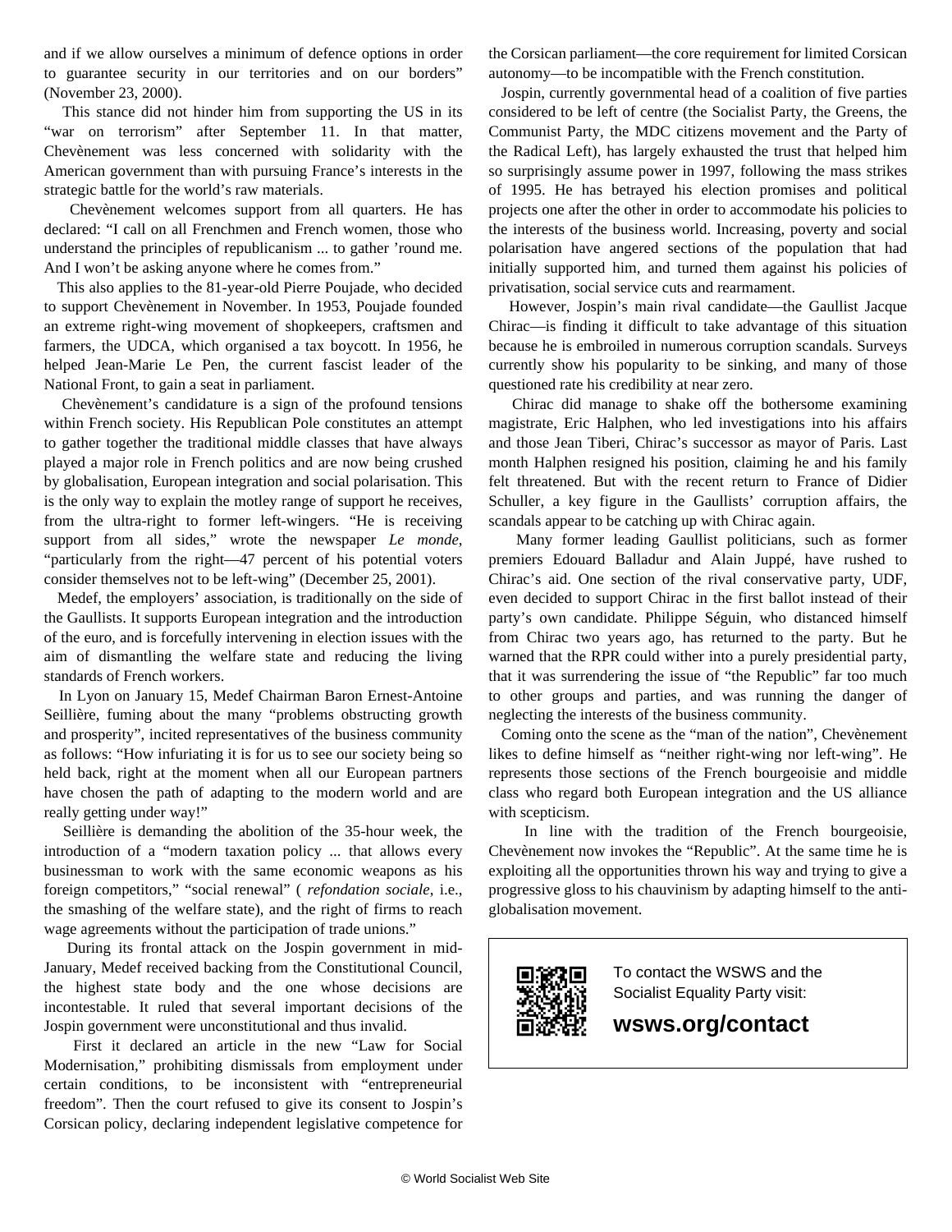and if we allow ourselves a minimum of defence options in order to guarantee security in our territories and on our borders" (November 23, 2000).

This stance did not hinder him from supporting the US in its "war on terrorism" after September 11. In that matter, Chevènement was less concerned with solidarity with the American government than with pursuing France's interests in the strategic battle for the world's raw materials.

Chevènement welcomes support from all quarters. He has declared: "I call on all Frenchmen and French women, those who understand the principles of republicanism ... to gather 'round me. And I won't be asking anyone where he comes from."

This also applies to the 81-year-old Pierre Poujade, who decided to support Chevènement in November. In 1953, Poujade founded an extreme right-wing movement of shopkeepers, craftsmen and farmers, the UDCA, which organised a tax boycott. In 1956, he helped Jean-Marie Le Pen, the current fascist leader of the National Front, to gain a seat in parliament.

Chevènement's candidature is a sign of the profound tensions within French society. His Republican Pole constitutes an attempt to gather together the traditional middle classes that have always played a major role in French politics and are now being crushed by globalisation, European integration and social polarisation. This is the only way to explain the motley range of support he receives, from the ultra-right to former left-wingers. "He is receiving support from all sides," wrote the newspaper *Le monde*, "particularly from the right—47 percent of his potential voters consider themselves not to be left-wing" (December 25, 2001).

Medef, the employers' association, is traditionally on the side of the Gaullists. It supports European integration and the introduction of the euro, and is forcefully intervening in election issues with the aim of dismantling the welfare state and reducing the living standards of French workers.

In Lyon on January 15, Medef Chairman Baron Ernest-Antoine Seillière, fuming about the many "problems obstructing growth and prosperity", incited representatives of the business community as follows: "How infuriating it is for us to see our society being so held back, right at the moment when all our European partners have chosen the path of adapting to the modern world and are really getting under way!"

Seillière is demanding the abolition of the 35-hour week, the introduction of a "modern taxation policy ... that allows every businessman to work with the same economic weapons as his foreign competitors," "social renewal" ( *refondation sociale*, i.e., the smashing of the welfare state), and the right of firms to reach wage agreements without the participation of trade unions."

During its frontal attack on the Jospin government in mid-January, Medef received backing from the Constitutional Council, the highest state body and the one whose decisions are incontestable. It ruled that several important decisions of the Jospin government were unconstitutional and thus invalid.

First it declared an article in the new "Law for Social Modernisation," prohibiting dismissals from employment under certain conditions, to be inconsistent with "entrepreneurial freedom". Then the court refused to give its consent to Jospin's Corsican policy, declaring independent legislative competence for the Corsican parliament—the core requirement for limited Corsican autonomy—to be incompatible with the French constitution.

Jospin, currently governmental head of a coalition of five parties considered to be left of centre (the Socialist Party, the Greens, the Communist Party, the MDC citizens movement and the Party of the Radical Left), has largely exhausted the trust that helped him so surprisingly assume power in 1997, following the mass strikes of 1995. He has betrayed his election promises and political projects one after the other in order to accommodate his policies to the interests of the business world. Increasing, poverty and social polarisation have angered sections of the population that had initially supported him, and turned them against his policies of privatisation, social service cuts and rearmament.

However, Jospin's main rival candidate—the Gaullist Jacque Chirac—is finding it difficult to take advantage of this situation because he is embroiled in numerous corruption scandals. Surveys currently show his popularity to be sinking, and many of those questioned rate his credibility at near zero.

Chirac did manage to shake off the bothersome examining magistrate, Eric Halphen, who led investigations into his affairs and those Jean Tiberi, Chirac's successor as mayor of Paris. Last month Halphen resigned his position, claiming he and his family felt threatened. But with the recent return to France of Didier Schuller, a key figure in the Gaullists' corruption affairs, the scandals appear to be catching up with Chirac again.

Many former leading Gaullist politicians, such as former premiers Edouard Balladur and Alain Juppé, have rushed to Chirac's aid. One section of the rival conservative party, UDF, even decided to support Chirac in the first ballot instead of their party's own candidate. Philippe Séguin, who distanced himself from Chirac two years ago, has returned to the party. But he warned that the RPR could wither into a purely presidential party, that it was surrendering the issue of "the Republic" far too much to other groups and parties, and was running the danger of neglecting the interests of the business community.

Coming onto the scene as the "man of the nation", Chevènement likes to define himself as "neither right-wing nor left-wing". He represents those sections of the French bourgeoisie and middle class who regard both European integration and the US alliance with scepticism.

In line with the tradition of the French bourgeoisie, Chevènement now invokes the "Republic". At the same time he is exploiting all the opportunities thrown his way and trying to give a progressive gloss to his chauvinism by adapting himself to the anti-globalisation movement.

To contact the WSWS and the Socialist Equality Party visit:

**wsws.org/contact**